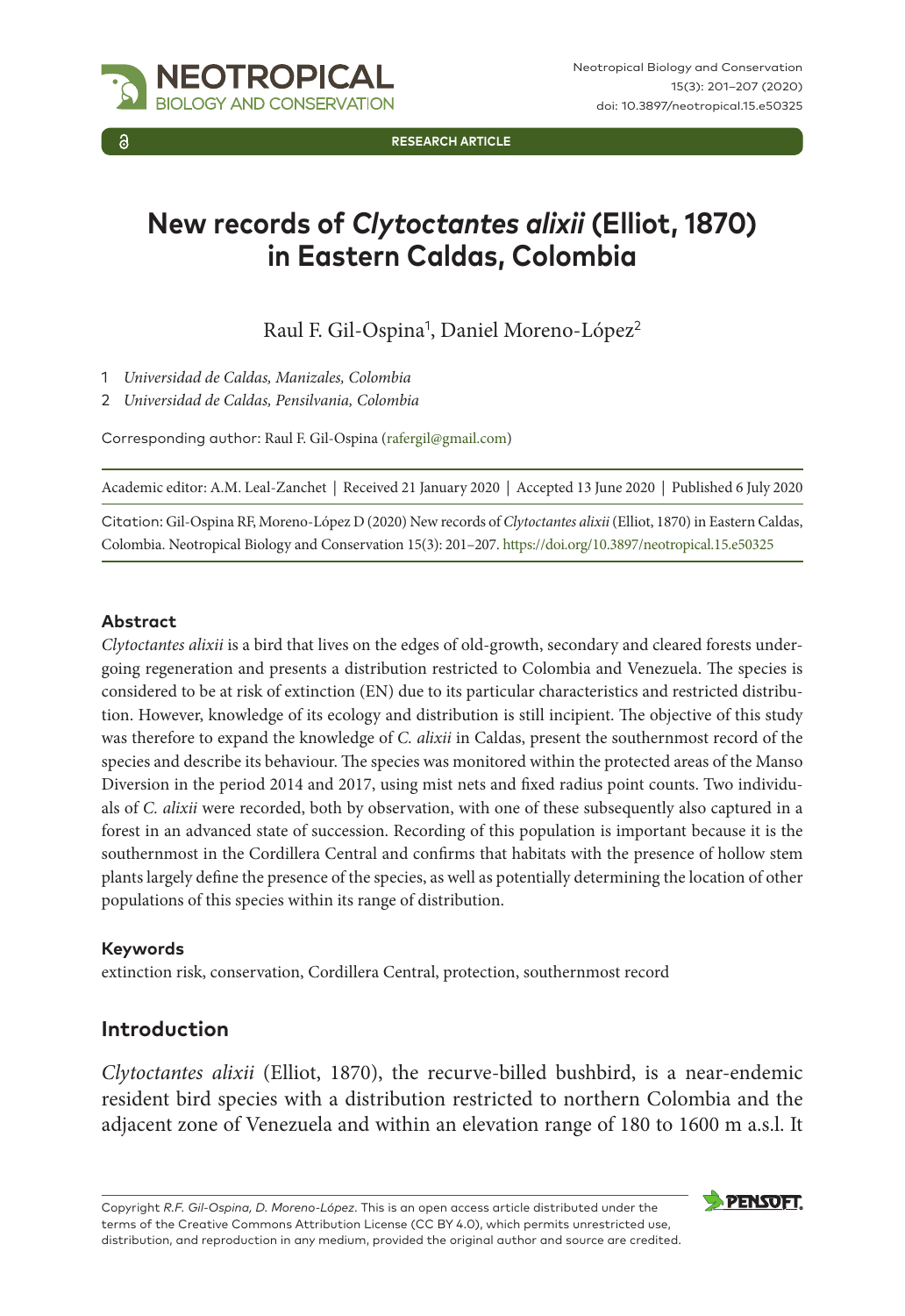RESEARCH ARTICLE

# New records of *Clytoctantes alixii* (Elliot, 1870) in Eastern Caldas, Colombia

Raul F. Gil-Ospina[1], Daniel Moreno-López[2]

1 *Universidad de Caldas, Manizales, Colombia*
2 *Universidad de Caldas, Pensilvania, Colombia*

Corresponding author: Raul F. Gil-Ospina (rafergil@gmail.com)

Academic editor: A.M. Leal-Zanchet | Received 21 January 2020 | Accepted 13 June 2020 | Published 6 July 2020

Citation: Gil-Ospina RF, Moreno-López D (2020) New records of *Clytoctantes alixii* (Elliot, 1870) in Eastern Caldas, Colombia. Neotropical Biology and Conservation 15(3): 201–207. https://doi.org/10.3897/neotropical.15.e50325

## Abstract

*Clytoctantes alixii* is a bird that lives on the edges of old-growth, secondary and cleared forests undergoing regeneration and presents a distribution restricted to Colombia and Venezuela. The species is considered to be at risk of extinction (EN) due to its particular characteristics and restricted distribution. However, knowledge of its ecology and distribution is still incipient. The objective of this study was therefore to expand the knowledge of *C. alixii* in Caldas, present the southernmost record of the species and describe its behaviour. The species was monitored within the protected areas of the Manso Diversion in the period 2014 and 2017, using mist nets and fixed radius point counts. Two individuals of *C. alixii* were recorded, both by observation, with one of these subsequently also captured in a forest in an advanced state of succession. Recording of this population is important because it is the southernmost in the Cordillera Central and confirms that habitats with the presence of hollow stem plants largely define the presence of the species, as well as potentially determining the location of other populations of this species within its range of distribution.

### Keywords

extinction risk, conservation, Cordillera Central, protection, southernmost record

## Introduction

*Clytoctantes alixii* (Elliot, 1870), the recurve-billed bushbird, is a near-endemic resident bird species with a distribution restricted to northern Colombia and the adjacent zone of Venezuela and within an elevation range of 180 to 1600 m a.s.l. It

Copyright *R.F. Gil-Ospina, D. Moreno-López*. This is an open access article distributed under the terms of the Creative Commons Attribution License (CC BY 4.0), which permits unrestricted use, distribution, and reproduction in any medium, provided the original author and source are credited.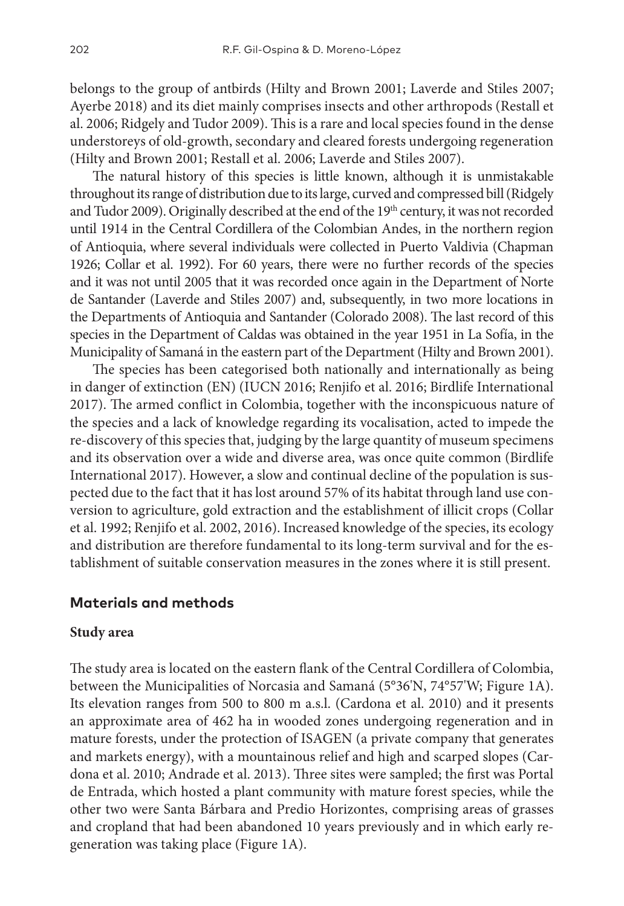belongs to the group of antbirds (Hilty and Brown 2001; Laverde and Stiles 2007; Ayerbe 2018) and its diet mainly comprises insects and other arthropods (Restall et al. 2006; Ridgely and Tudor 2009). This is a rare and local species found in the dense understoreys of old-growth, secondary and cleared forests undergoing regeneration (Hilty and Brown 2001; Restall et al. 2006; Laverde and Stiles 2007).

The natural history of this species is little known, although it is unmistakable throughout its range of distribution due to its large, curved and compressed bill (Ridgely and Tudor 2009). Originally described at the end of the 19th century, it was not recorded until 1914 in the Central Cordillera of the Colombian Andes, in the northern region of Antioquia, where several individuals were collected in Puerto Valdivia (Chapman 1926; Collar et al. 1992). For 60 years, there were no further records of the species and it was not until 2005 that it was recorded once again in the Department of Norte de Santander (Laverde and Stiles 2007) and, subsequently, in two more locations in the Departments of Antioquia and Santander (Colorado 2008). The last record of this species in the Department of Caldas was obtained in the year 1951 in La Sofía, in the Municipality of Samaná in the eastern part of the Department (Hilty and Brown 2001).

The species has been categorised both nationally and internationally as being in danger of extinction (EN) (IUCN 2016; Renjifo et al. 2016; Birdlife International 2017). The armed conflict in Colombia, together with the inconspicuous nature of the species and a lack of knowledge regarding its vocalisation, acted to impede the re-discovery of this species that, judging by the large quantity of museum specimens and its observation over a wide and diverse area, was once quite common (Birdlife International 2017). However, a slow and continual decline of the population is suspected due to the fact that it has lost around 57% of its habitat through land use conversion to agriculture, gold extraction and the establishment of illicit crops (Collar et al. 1992; Renjifo et al. 2002, 2016). Increased knowledge of the species, its ecology and distribution are therefore fundamental to its long-term survival and for the establishment of suitable conservation measures in the zones where it is still present.

## Materials and methods

### Study area

The study area is located on the eastern flank of the Central Cordillera of Colombia, between the Municipalities of Norcasia and Samaná (5°36'N, 74°57'W; Figure 1A). Its elevation ranges from 500 to 800 m a.s.l. (Cardona et al. 2010) and it presents an approximate area of 462 ha in wooded zones undergoing regeneration and in mature forests, under the protection of ISAGEN (a private company that generates and markets energy), with a mountainous relief and high and scarped slopes (Cardona et al. 2010; Andrade et al. 2013). Three sites were sampled; the first was Portal de Entrada, which hosted a plant community with mature forest species, while the other two were Santa Bárbara and Predio Horizontes, comprising areas of grasses and cropland that had been abandoned 10 years previously and in which early regeneration was taking place (Figure 1A).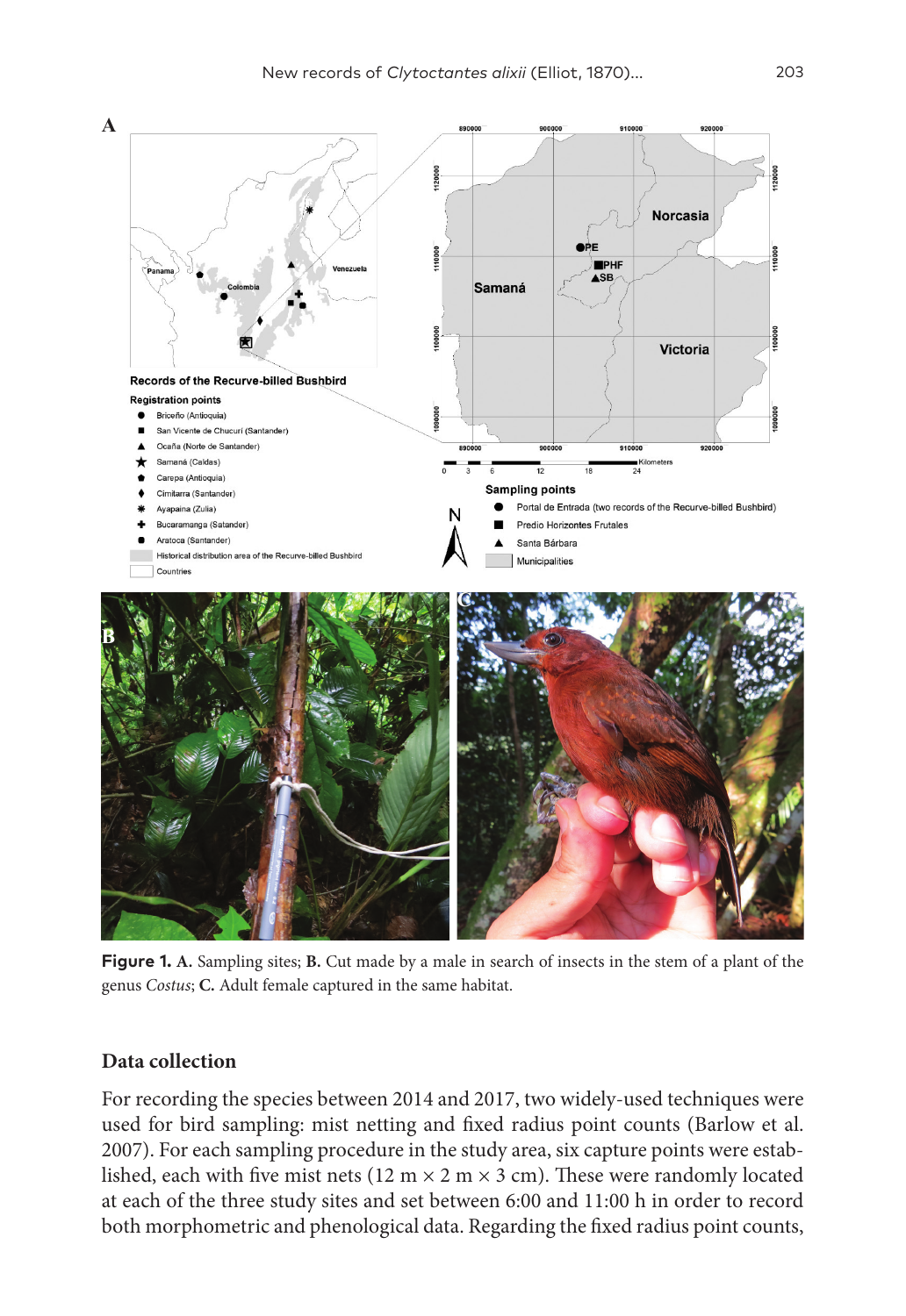**Figure 1. A.** Sampling sites; **B.** Cut made by a male in search of insects in the stem of a plant of the genus *Costus*; **C.** Adult female captured in the same habitat.

## Data collection

For recording the species between 2014 and 2017, two widely-used techniques were used for bird sampling: mist netting and fixed radius point counts (Barlow et al. 2007). For each sampling procedure in the study area, six capture points were established, each with five mist nets (12 m × 2 m × 3 cm). These were randomly located at each of the three study sites and set between 6:00 and 11:00 h in order to record both morphometric and phenological data. Regarding the fixed radius point counts,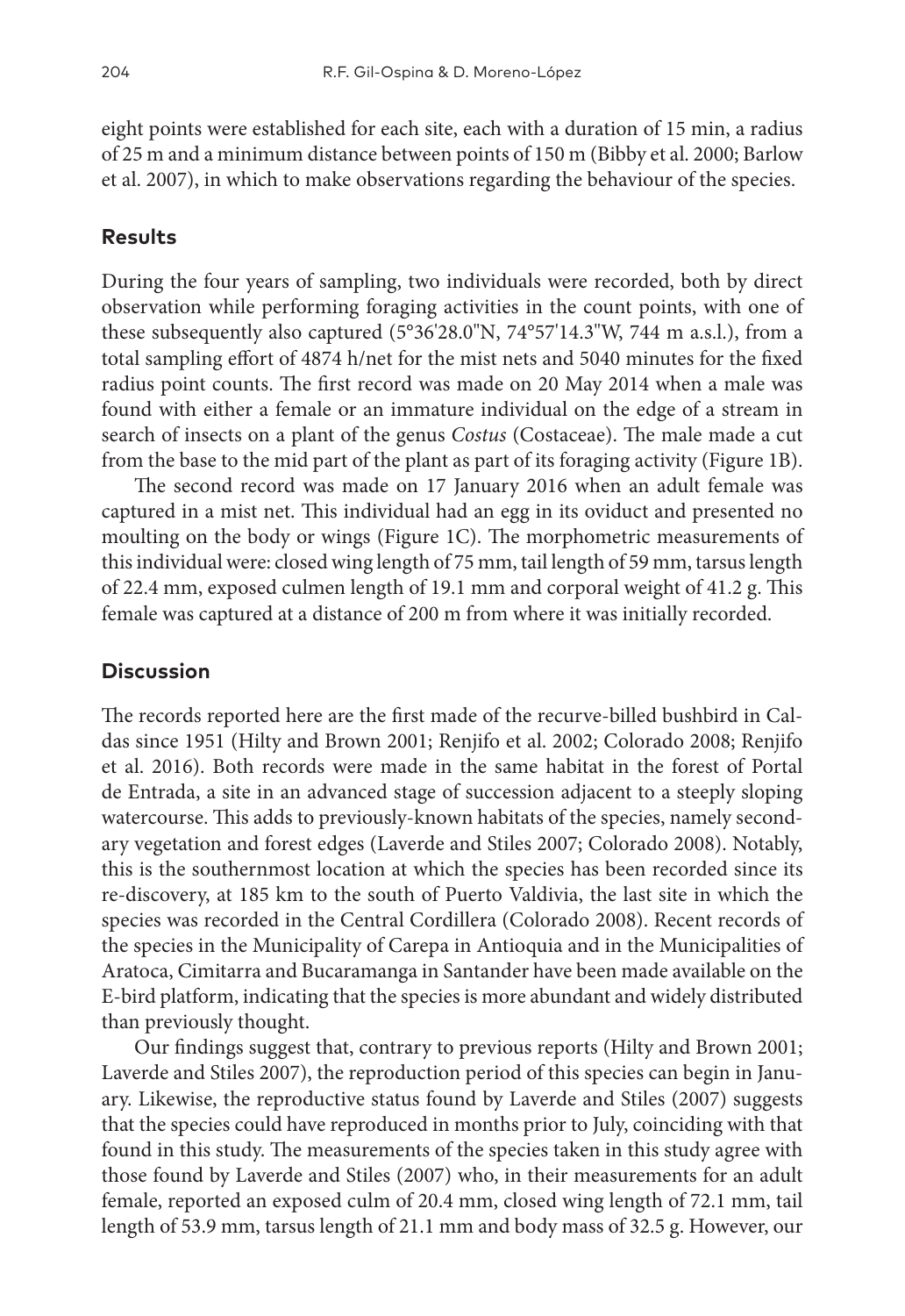eight points were established for each site, each with a duration of 15 min, a radius of 25 m and a minimum distance between points of 150 m (Bibby et al. 2000; Barlow et al. 2007), in which to make observations regarding the behaviour of the species.

## Results

During the four years of sampling, two individuals were recorded, both by direct observation while performing foraging activities in the count points, with one of these subsequently also captured (5°36'28.0"N, 74°57'14.3"W, 744 m a.s.l.), from a total sampling effort of 4874 h/net for the mist nets and 5040 minutes for the fixed radius point counts. The first record was made on 20 May 2014 when a male was found with either a female or an immature individual on the edge of a stream in search of insects on a plant of the genus *Costus* (Costaceae). The male made a cut from the base to the mid part of the plant as part of its foraging activity (Figure 1B).

The second record was made on 17 January 2016 when an adult female was captured in a mist net. This individual had an egg in its oviduct and presented no moulting on the body or wings (Figure 1C). The morphometric measurements of this individual were: closed wing length of 75 mm, tail length of 59 mm, tarsus length of 22.4 mm, exposed culmen length of 19.1 mm and corporal weight of 41.2 g. This female was captured at a distance of 200 m from where it was initially recorded.

## Discussion

The records reported here are the first made of the recurve-billed bushbird in Caldas since 1951 (Hilty and Brown 2001; Renjifo et al. 2002; Colorado 2008; Renjifo et al. 2016). Both records were made in the same habitat in the forest of Portal de Entrada, a site in an advanced stage of succession adjacent to a steeply sloping watercourse. This adds to previously-known habitats of the species, namely secondary vegetation and forest edges (Laverde and Stiles 2007; Colorado 2008). Notably, this is the southernmost location at which the species has been recorded since its re-discovery, at 185 km to the south of Puerto Valdivia, the last site in which the species was recorded in the Central Cordillera (Colorado 2008). Recent records of the species in the Municipality of Carepa in Antioquia and in the Municipalities of Aratoca, Cimitarra and Bucaramanga in Santander have been made available on the E-bird platform, indicating that the species is more abundant and widely distributed than previously thought.

Our findings suggest that, contrary to previous reports (Hilty and Brown 2001; Laverde and Stiles 2007), the reproduction period of this species can begin in January. Likewise, the reproductive status found by Laverde and Stiles (2007) suggests that the species could have reproduced in months prior to July, coinciding with that found in this study. The measurements of the species taken in this study agree with those found by Laverde and Stiles (2007) who, in their measurements for an adult female, reported an exposed culm of 20.4 mm, closed wing length of 72.1 mm, tail length of 53.9 mm, tarsus length of 21.1 mm and body mass of 32.5 g. However, our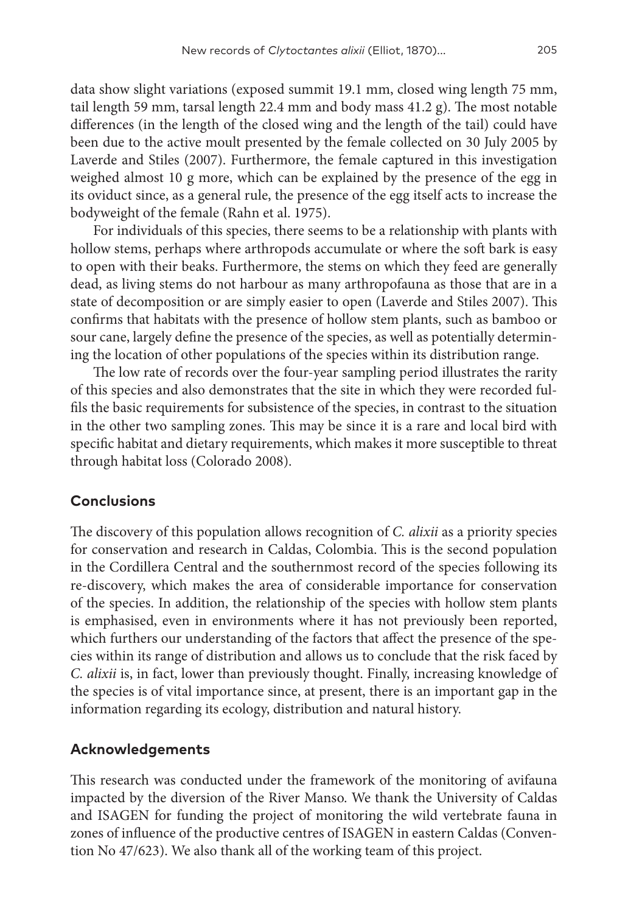data show slight variations (exposed summit 19.1 mm, closed wing length 75 mm, tail length 59 mm, tarsal length 22.4 mm and body mass 41.2 g). The most notable differences (in the length of the closed wing and the length of the tail) could have been due to the active moult presented by the female collected on 30 July 2005 by Laverde and Stiles (2007). Furthermore, the female captured in this investigation weighed almost 10 g more, which can be explained by the presence of the egg in its oviduct since, as a general rule, the presence of the egg itself acts to increase the bodyweight of the female (Rahn et al. 1975).

For individuals of this species, there seems to be a relationship with plants with hollow stems, perhaps where arthropods accumulate or where the soft bark is easy to open with their beaks. Furthermore, the stems on which they feed are generally dead, as living stems do not harbour as many arthropofauna as those that are in a state of decomposition or are simply easier to open (Laverde and Stiles 2007). This confirms that habitats with the presence of hollow stem plants, such as bamboo or sour cane, largely define the presence of the species, as well as potentially determining the location of other populations of the species within its distribution range.

The low rate of records over the four-year sampling period illustrates the rarity of this species and also demonstrates that the site in which they were recorded fulfils the basic requirements for subsistence of the species, in contrast to the situation in the other two sampling zones. This may be since it is a rare and local bird with specific habitat and dietary requirements, which makes it more susceptible to threat through habitat loss (Colorado 2008).

## Conclusions

The discovery of this population allows recognition of *C. alixii* as a priority species for conservation and research in Caldas, Colombia. This is the second population in the Cordillera Central and the southernmost record of the species following its re-discovery, which makes the area of considerable importance for conservation of the species. In addition, the relationship of the species with hollow stem plants is emphasised, even in environments where it has not previously been reported, which furthers our understanding of the factors that affect the presence of the species within its range of distribution and allows us to conclude that the risk faced by *C. alixii* is, in fact, lower than previously thought. Finally, increasing knowledge of the species is of vital importance since, at present, there is an important gap in the information regarding its ecology, distribution and natural history.

## Acknowledgements

This research was conducted under the framework of the monitoring of avifauna impacted by the diversion of the River Manso. We thank the University of Caldas and ISAGEN for funding the project of monitoring the wild vertebrate fauna in zones of influence of the productive centres of ISAGEN in eastern Caldas (Convention No 47/623). We also thank all of the working team of this project.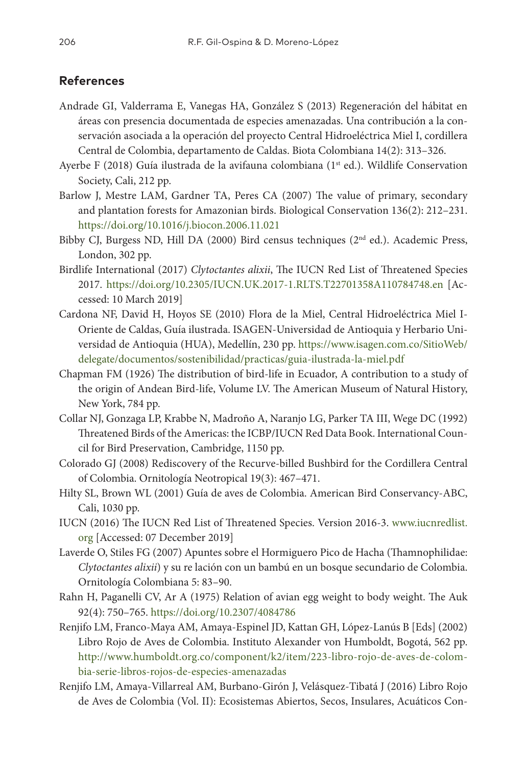## References

Andrade GI, Valderrama E, Vanegas HA, González S (2013) Regeneración del hábitat en áreas con presencia documentada de especies amenazadas. Una contribución a la conservación asociada a la operación del proyecto Central Hidroeléctrica Miel I, cordillera Central de Colombia, departamento de Caldas. Biota Colombiana 14(2): 313–326.

Ayerbe F (2018) Guía ilustrada de la avifauna colombiana (1st ed.). Wildlife Conservation Society, Cali, 212 pp.

Barlow J, Mestre LAM, Gardner TA, Peres CA (2007) The value of primary, secondary and plantation forests for Amazonian birds. Biological Conservation 136(2): 212–231. https://doi.org/10.1016/j.biocon.2006.11.021

Bibby CJ, Burgess ND, Hill DA (2000) Bird census techniques (2nd ed.). Academic Press, London, 302 pp.

Birdlife International (2017) *Clytoctantes alixii*, The IUCN Red List of Threatened Species 2017. https://doi.org/10.2305/IUCN.UK.2017-1.RLTS.T22701358A110784748.en [Accessed: 10 March 2019]

Cardona NF, David H, Hoyos SE (2010) Flora de la Miel, Central Hidroeléctrica Miel I-Oriente de Caldas, Guía ilustrada. ISAGEN-Universidad de Antioquia y Herbario Universidad de Antioquia (HUA), Medellín, 230 pp. https://www.isagen.com.co/SitioWeb/delegate/documentos/sostenibilidad/practicas/guia-ilustrada-la-miel.pdf

Chapman FM (1926) The distribution of bird-life in Ecuador, A contribution to a study of the origin of Andean Bird-life, Volume LV. The American Museum of Natural History, New York, 784 pp.

Collar NJ, Gonzaga LP, Krabbe N, Madroño A, Naranjo LG, Parker TA III, Wege DC (1992) Threatened Birds of the Americas: the ICBP/IUCN Red Data Book. International Council for Bird Preservation, Cambridge, 1150 pp.

Colorado GJ (2008) Rediscovery of the Recurve-billed Bushbird for the Cordillera Central of Colombia. Ornitología Neotropical 19(3): 467–471.

Hilty SL, Brown WL (2001) Guía de aves de Colombia. American Bird Conservancy-ABC, Cali, 1030 pp.

IUCN (2016) The IUCN Red List of Threatened Species. Version 2016-3. www.iucnredlist.org [Accessed: 07 December 2019]

Laverde O, Stiles FG (2007) Apuntes sobre el Hormiguero Pico de Hacha (Thamnophilidae: *Clytoctantes alixii*) y su re lación con un bambú en un bosque secundario de Colombia. Ornitología Colombiana 5: 83–90.

Rahn H, Paganelli CV, Ar A (1975) Relation of avian egg weight to body weight. The Auk 92(4): 750–765. https://doi.org/10.2307/4084786

Renjifo LM, Franco-Maya AM, Amaya-Espinel JD, Kattan GH, López-Lanús B [Eds] (2002) Libro Rojo de Aves de Colombia. Instituto Alexander von Humboldt, Bogotá, 562 pp. http://www.humboldt.org.co/component/k2/item/223-libro-rojo-de-aves-de-colombia-serie-libros-rojos-de-especies-amenazadas

Renjifo LM, Amaya-Villarreal AM, Burbano-Girón J, Velásquez-Tibatá J (2016) Libro Rojo de Aves de Colombia (Vol. II): Ecosistemas Abiertos, Secos, Insulares, Acuáticos Con-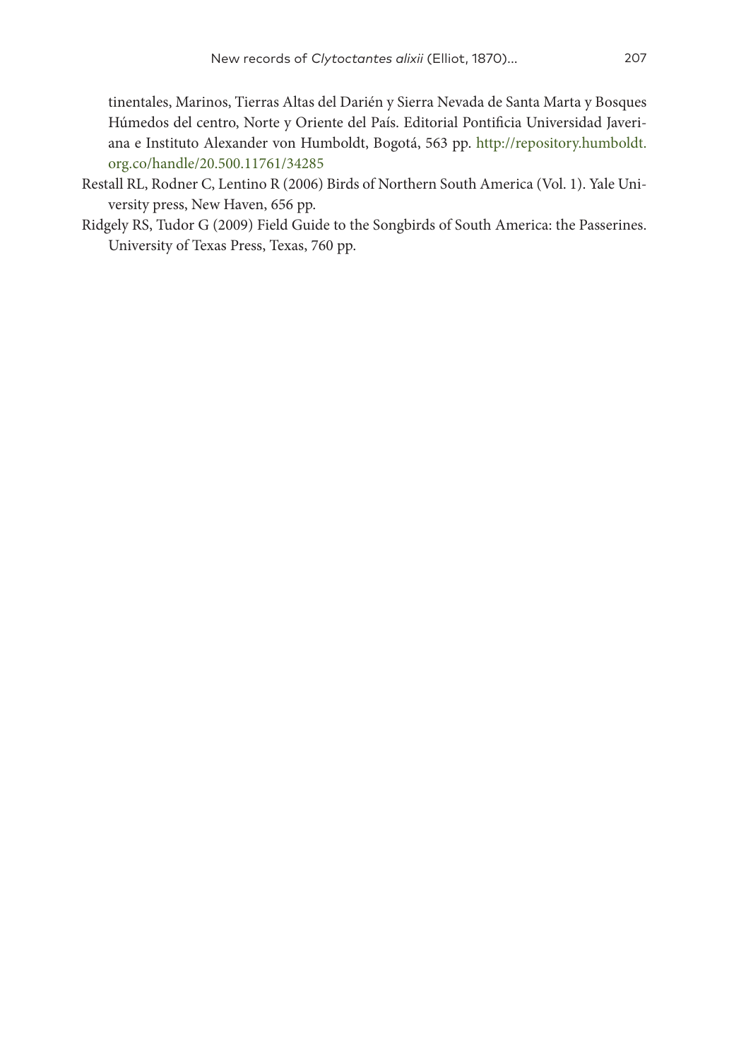tinentales, Marinos, Tierras Altas del Darién y Sierra Nevada de Santa Marta y Bosques Húmedos del centro, Norte y Oriente del País. Editorial Pontificia Universidad Javeriana e Instituto Alexander von Humboldt, Bogotá, 563 pp. http://repository.humboldt.org.co/handle/20.500.11761/34285

Restall RL, Rodner C, Lentino R (2006) Birds of Northern South America (Vol. 1). Yale University press, New Haven, 656 pp.

Ridgely RS, Tudor G (2009) Field Guide to the Songbirds of South America: the Passerines. University of Texas Press, Texas, 760 pp.